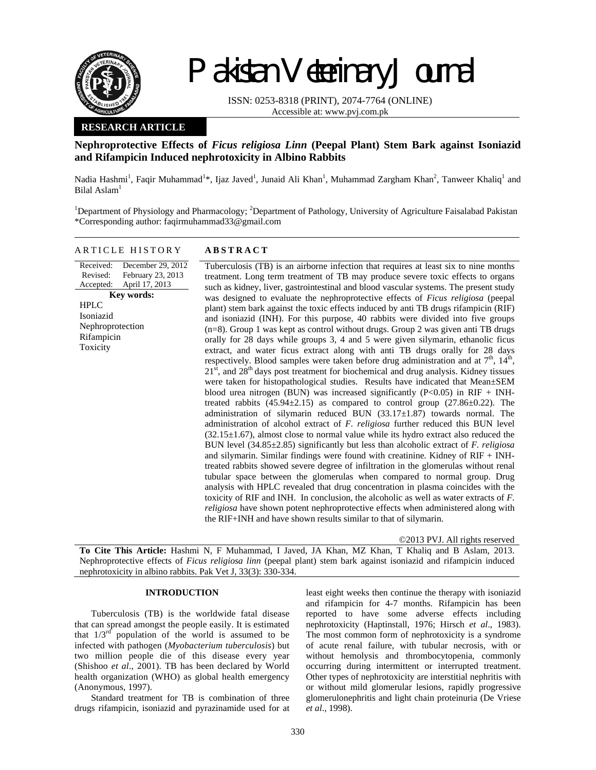# Pakistan Veterinary Journal

ISSN: 0253-8318 (PRINT), 2074-7764 (ONLINE)
Accessible at: www.pvj.com.pk

**RESEARCH ARTICLE**

## Nephroprotective Effects of *Ficus religiosa Linn* (Peepal Plant) Stem Bark against Isoniazid and Rifampicin Induced nephrotoxicity in Albino Rabbits

Nadia Hashmi[1], Faqir Muhammad[1]*, Ijaz Javed[1], Junaid Ali Khan[1], Muhammad Zargham Khan[2], Tanweer Khaliq[1] and Bilal Aslam[1]

[1]Department of Physiology and Pharmacology; [2]Department of Pathology, University of Agriculture Faisalabad Pakistan
*Corresponding author: faqirmuhammad33@gmail.com

### ARTICLE HISTORY

Received: December 29, 2012
Revised: February 23, 2013
Accepted: April 17, 2013

**Key words:**
HPLC
Isoniazid
Nephroprotection
Rifampicin
Toxicity

### ABSTRACT

Tuberculosis (TB) is an airborne infection that requires at least six to nine months treatment. Long term treatment of TB may produce severe toxic effects to organs such as kidney, liver, gastrointestinal and blood vascular systems. The present study was designed to evaluate the nephroprotective effects of *Ficus religiosa* (peepal plant) stem bark against the toxic effects induced by anti TB drugs rifampicin (RIF) and isoniazid (INH). For this purpose, 40 rabbits were divided into five groups (n=8). Group 1 was kept as control without drugs. Group 2 was given anti TB drugs orally for 28 days while groups 3, 4 and 5 were given silymarin, ethanolic ficus extract, and water ficus extract along with anti TB drugs orally for 28 days respectively. Blood samples were taken before drug administration and at 7[th], 14[th], 21[st], and 28[th] days post treatment for biochemical and drug analysis. Kidney tissues were taken for histopathological studies. Results have indicated that Mean±SEM blood urea nitrogen (BUN) was increased significantly ($P<0.05$) in RIF + INH-treated rabbits (45.94±2.15) as compared to control group (27.86±0.22). The administration of silymarin reduced BUN (33.17±1.87) towards normal. The administration of alcohol extract of *F. religiosa* further reduced this BUN level (32.15±1.67), almost close to normal value while its hydro extract also reduced the BUN level (34.85±2.85) significantly but less than alcoholic extract of *F. religiosa* and silymarin. Similar findings were found with creatinine. Kidney of RIF + INH-treated rabbits showed severe degree of infiltration in the glomerulas without renal tubular space between the glomerulas when compared to normal group. Drug analysis with HPLC revealed that drug concentration in plasma coincides with the toxicity of RIF and INH. In conclusion, the alcoholic as well as water extracts of *F. religiosa* have shown potent nephroprotective effects when administered along with the RIF+INH and have shown results similar to that of silymarin.

©2013 PVJ. All rights reserved

**To Cite This Article:** Hashmi N, F Muhammad, I Javed, JA Khan, MZ Khan, T Khaliq and B Aslam, 2013. Nephroprotective effects of *Ficus religiosa linn* (peepal plant) stem bark against isoniazid and rifampicin induced nephrotoxicity in albino rabbits. Pak Vet J, 33(3): 330-334.

### INTRODUCTION

Tuberculosis (TB) is the worldwide fatal disease that can spread amongst the people easily. It is estimated that 1/3[rd] population of the world is assumed to be infected with pathogen (*Myobacterium tuberculosis*) but two million people die of this disease every year (Shishoo *et al*., 2001). TB has been declared by World health organization (WHO) as global health emergency (Anonymous, 1997).

Standard treatment for TB is combination of three drugs rifampicin, isoniazid and pyrazinamide used for at least eight weeks then continue the therapy with isoniazid and rifampicin for 4-7 months. Rifampicin has been reported to have some adverse effects including nephrotoxicity (Haptinstall, 1976; Hirsch *et al*., 1983). The most common form of nephrotoxicity is a syndrome of acute renal failure, with tubular necrosis, with or without hemolysis and thrombocytopenia, commonly occurring during intermittent or interrupted treatment. Other types of nephrotoxicity are interstitial nephritis with or without mild glomerular lesions, rapidly progressive glomerulonephritis and light chain proteinuria (De Vriese *et al*., 1998).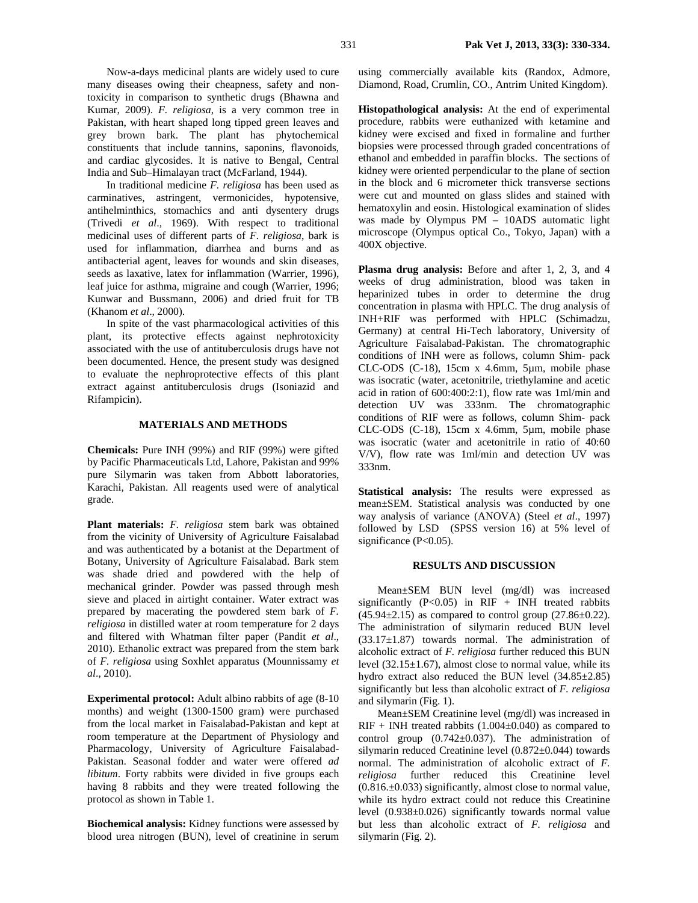Now-a-days medicinal plants are widely used to cure many diseases owing their cheapness, safety and non-toxicity in comparison to synthetic drugs (Bhawna and Kumar, 2009). *F. religiosa*, is a very common tree in Pakistan, with heart shaped long tipped green leaves and grey brown bark. The plant has phytochemical constituents that include tannins, saponins, flavonoids, and cardiac glycosides. It is native to Bengal, Central India and Sub–Himalayan tract (McFarland, 1944).

In traditional medicine *F. religiosa* has been used as carminatives, astringent, vermonicides, hypotensive, antihelminthics, stomachics and anti dysentery drugs (Trivedi *et al*., 1969). With respect to traditional medicinal uses of different parts of *F. religiosa*, bark is used for inflammation, diarrhea and burns and as antibacterial agent, leaves for wounds and skin diseases, seeds as laxative, latex for inflammation (Warrier, 1996), leaf juice for asthma, migraine and cough (Warrier, 1996; Kunwar and Bussmann, 2006) and dried fruit for TB (Khanom *et al*., 2000).

In spite of the vast pharmacological activities of this plant, its protective effects against nephrotoxicity associated with the use of antituberculosis drugs have not been documented. Hence, the present study was designed to evaluate the nephroprotective effects of this plant extract against antituberculosis drugs (Isoniazid and Rifampicin).

## MATERIALS AND METHODS

**Chemicals:** Pure INH (99%) and RIF (99%) were gifted by Pacific Pharmaceuticals Ltd, Lahore, Pakistan and 99% pure Silymarin was taken from Abbott laboratories, Karachi, Pakistan. All reagents used were of analytical grade.

**Plant materials:** *F. religiosa* stem bark was obtained from the vicinity of University of Agriculture Faisalabad and was authenticated by a botanist at the Department of Botany, University of Agriculture Faisalabad. Bark stem was shade dried and powdered with the help of mechanical grinder. Powder was passed through mesh sieve and placed in airtight container. Water extract was prepared by macerating the powdered stem bark of *F. religiosa* in distilled water at room temperature for 2 days and filtered with Whatman filter paper (Pandit *et al*., 2010). Ethanolic extract was prepared from the stem bark of *F. religiosa* using Soxhlet apparatus (Mounnissamy *et al*., 2010).

**Experimental protocol:** Adult albino rabbits of age (8-10 months) and weight (1300-1500 gram) were purchased from the local market in Faisalabad-Pakistan and kept at room temperature at the Department of Physiology and Pharmacology, University of Agriculture Faisalabad-Pakistan. Seasonal fodder and water were offered *ad libitum*. Forty rabbits were divided in five groups each having 8 rabbits and they were treated following the protocol as shown in Table 1.

**Biochemical analysis:** Kidney functions were assessed by blood urea nitrogen (BUN), level of creatinine in serum using commercially available kits (Randox, Admore, Diamond, Road, Crumlin, CO., Antrim United Kingdom).

**Histopathological analysis:** At the end of experimental procedure, rabbits were euthanized with ketamine and kidney were excised and fixed in formaline and further biopsies were processed through graded concentrations of ethanol and embedded in paraffin blocks. The sections of kidney were oriented perpendicular to the plane of section in the block and 6 micrometer thick transverse sections were cut and mounted on glass slides and stained with hematoxylin and eosin. Histological examination of slides was made by Olympus PM – 10ADS automatic light microscope (Olympus optical Co., Tokyo, Japan) with a 400X objective.

**Plasma drug analysis:** Before and after 1, 2, 3, and 4 weeks of drug administration, blood was taken in heparinized tubes in order to determine the drug concentration in plasma with HPLC. The drug analysis of INH+RIF was performed with HPLC (Schimadzu, Germany) at central Hi-Tech laboratory, University of Agriculture Faisalabad-Pakistan. The chromatographic conditions of INH were as follows, column Shim- pack CLC-ODS (C-18), 15cm x 4.6mm, 5µm, mobile phase was isocratic (water, acetonitrile, triethylamine and acetic acid in ration of 600:400:2:1), flow rate was 1ml/min and detection UV was 333nm. The chromatographic conditions of RIF were as follows, column Shim- pack CLC-ODS (C-18), 15cm x 4.6mm, 5µm, mobile phase was isocratic (water and acetonitrile in ratio of 40:60 V/V), flow rate was 1ml/min and detection UV was 333nm.

**Statistical analysis:** The results were expressed as mean±SEM. Statistical analysis was conducted by one way analysis of variance (ANOVA) (Steel *et al*., 1997) followed by LSD (SPSS version 16) at 5% level of significance ($P<0.05$).

## RESULTS AND DISCUSSION

Mean±SEM BUN level (mg/dl) was increased significantly ($P<0.05$) in RIF + INH treated rabbits (45.94±2.15) as compared to control group (27.86±0.22). The administration of silymarin reduced BUN level (33.17±1.87) towards normal. The administration of alcoholic extract of *F. religiosa* further reduced this BUN level (32.15±1.67), almost close to normal value, while its hydro extract also reduced the BUN level (34.85±2.85) significantly but less than alcoholic extract of *F. religiosa* and silymarin (Fig. 1).

Mean±SEM Creatinine level (mg/dl) was increased in RIF + INH treated rabbits (1.004±0.040) as compared to control group (0.742±0.037). The administration of silymarin reduced Creatinine level (0.872±0.044) towards normal. The administration of alcoholic extract of *F. religiosa* further reduced this Creatinine level (0.816.±0.033) significantly, almost close to normal value, while its hydro extract could not reduce this Creatinine level (0.938±0.026) significantly towards normal value but less than alcoholic extract of *F. religiosa* and silymarin (Fig. 2).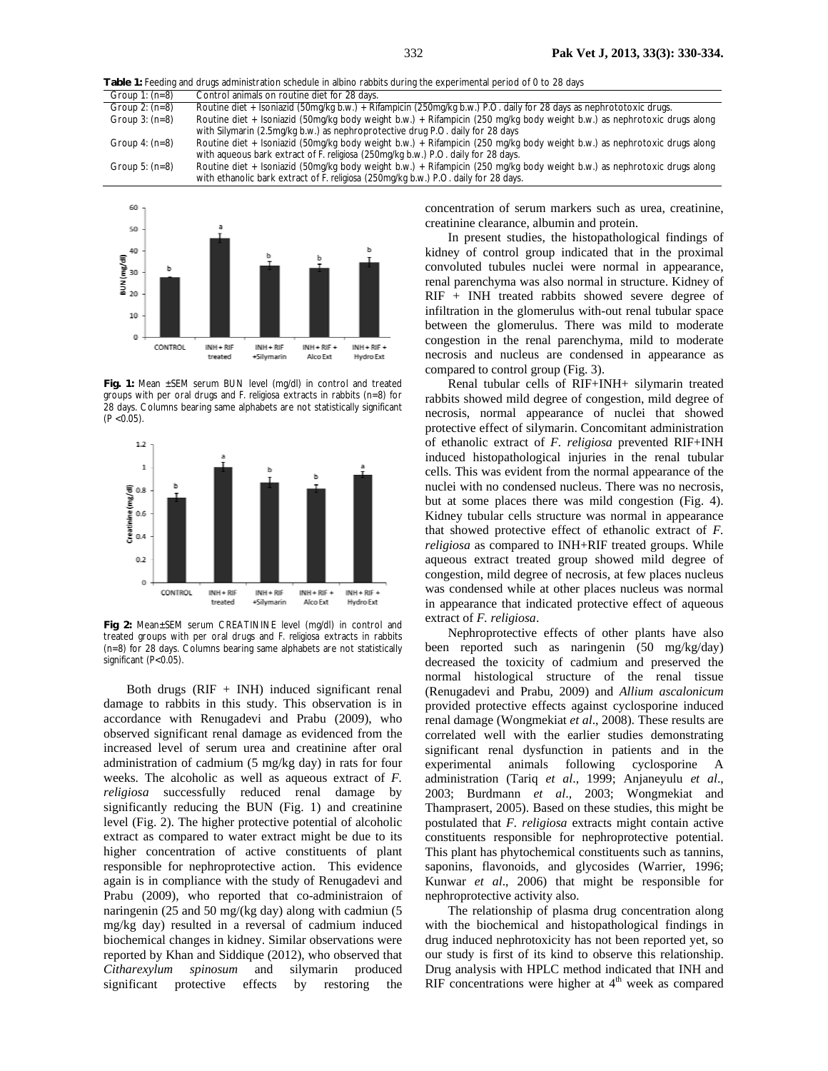**Table 1:** Feeding and drugs administration schedule in albino rabbits during the experimental period of 0 to 28 days

| | |
|---|---|
| Group 1: (n=8) | Control animals on routine diet for 28 days. |
| Group 2: (n=8) | Routine diet + Isoniazid (50mg/kg b.w.) + Rifampicin (250mg/kg b.w.) P.O. daily for 28 days as nephrototoxic drugs. |
| Group 3: (n=8) | Routine diet + Isoniazid (50mg/kg body weight b.w.) + Rifampicin (250 mg/kg body weight b.w.) as nephrotoxic drugs along with Silymarin (2.5mg/kg b.w.) as nephroprotective drug P.O. daily for 28 days |
| Group 4: (n=8) | Routine diet + Isoniazid (50mg/kg body weight b.w.) + Rifampicin (250 mg/kg body weight b.w.) as nephrotoxic drugs along with aqueous bark extract of F. religiosa (250mg/kg b.w.) P.O. daily for 28 days. |
| Group 5: (n=8) | Routine diet + Isoniazid (50mg/kg body weight b.w.) + Rifampicin (250 mg/kg body weight b.w.) as nephrotoxic drugs along with ethanolic bark extract of F. religiosa (250mg/kg b.w.) P.O. daily for 28 days. |

**Fig. 1:** Mean ±SEM serum BUN level (mg/dl) in control and treated groups with per oral drugs and F. religiosa extracts in rabbits (n=8) for 28 days. Columns bearing same alphabets are not statistically significant (P <0.05).

**Fig 2:** Mean±SEM serum CREATININE level (mg/dl) in control and treated groups with per oral drugs and F. religiosa extracts in rabbits (n=8) for 28 days. Columns bearing same alphabets are not statistically significant (P<0.05).

Both drugs (RIF + INH) induced significant renal damage to rabbits in this study. This observation is in accordance with Renugadevi and Prabu (2009), who observed significant renal damage as evidenced from the increased level of serum urea and creatinine after oral administration of cadmium (5 mg/kg day) in rats for four weeks. The alcoholic as well as aqueous extract of *F. religiosa* successfully reduced renal damage by significantly reducing the BUN (Fig. 1) and creatinine level (Fig. 2). The higher protective potential of alcoholic extract as compared to water extract might be due to its higher concentration of active constituents of plant responsible for nephroprotective action. This evidence again is in compliance with the study of Renugadevi and Prabu (2009), who reported that co-administraion of naringenin (25 and 50 mg/(kg day) along with cadmiun (5 mg/kg day) resulted in a reversal of cadmium induced biochemical changes in kidney. Similar observations were reported by Khan and Siddique (2012), who observed that *Citharexylum spinosum* and silymarin produced significant protective effects by restoring the concentration of serum markers such as urea, creatinine, creatinine clearance, albumin and protein.

In present studies, the histopathological findings of kidney of control group indicated that in the proximal convoluted tubules nuclei were normal in appearance, renal parenchyma was also normal in structure. Kidney of RIF + INH treated rabbits showed severe degree of infiltration in the glomerulus with-out renal tubular space between the glomerulus. There was mild to moderate congestion in the renal parenchyma, mild to moderate necrosis and nucleus are condensed in appearance as compared to control group (Fig. 3).

Renal tubular cells of RIF+INH+ silymarin treated rabbits showed mild degree of congestion, mild degree of necrosis, normal appearance of nuclei that showed protective effect of silymarin. Concomitant administration of ethanolic extract of *F. religiosa* prevented RIF+INH induced histopathological injuries in the renal tubular cells. This was evident from the normal appearance of the nuclei with no condensed nucleus. There was no necrosis, but at some places there was mild congestion (Fig. 4). Kidney tubular cells structure was normal in appearance that showed protective effect of ethanolic extract of *F. religiosa* as compared to INH+RIF treated groups. While aqueous extract treated group showed mild degree of congestion, mild degree of necrosis, at few places nucleus was condensed while at other places nucleus was normal in appearance that indicated protective effect of aqueous extract of *F. religiosa*.

Nephroprotective effects of other plants have also been reported such as naringenin (50 mg/kg/day) decreased the toxicity of cadmium and preserved the normal histological structure of the renal tissue (Renugadevi and Prabu, 2009) and *Allium ascalonicum* provided protective effects against cyclosporine induced renal damage (Wongmekiat *et al*., 2008). These results are correlated well with the earlier studies demonstrating significant renal dysfunction in patients and in the experimental animals following cyclosporine A administration (Tariq *et al*., 1999; Anjaneyulu *et al*., 2003; Burdmann *et al*., 2003; Wongmekiat and Thamprasert, 2005). Based on these studies, this might be postulated that *F. religiosa* extracts might contain active constituents responsible for nephroprotective potential. This plant has phytochemical constituents such as tannins, saponins, flavonoids, and glycosides (Warrier, 1996; Kunwar *et al*., 2006) that might be responsible for nephroprotective activity also.

The relationship of plasma drug concentration along with the biochemical and histopathological findings in drug induced nephrotoxicity has not been reported yet, so our study is first of its kind to observe this relationship. Drug analysis with HPLC method indicated that INH and RIF concentrations were higher at 4$^{th}$ week as compared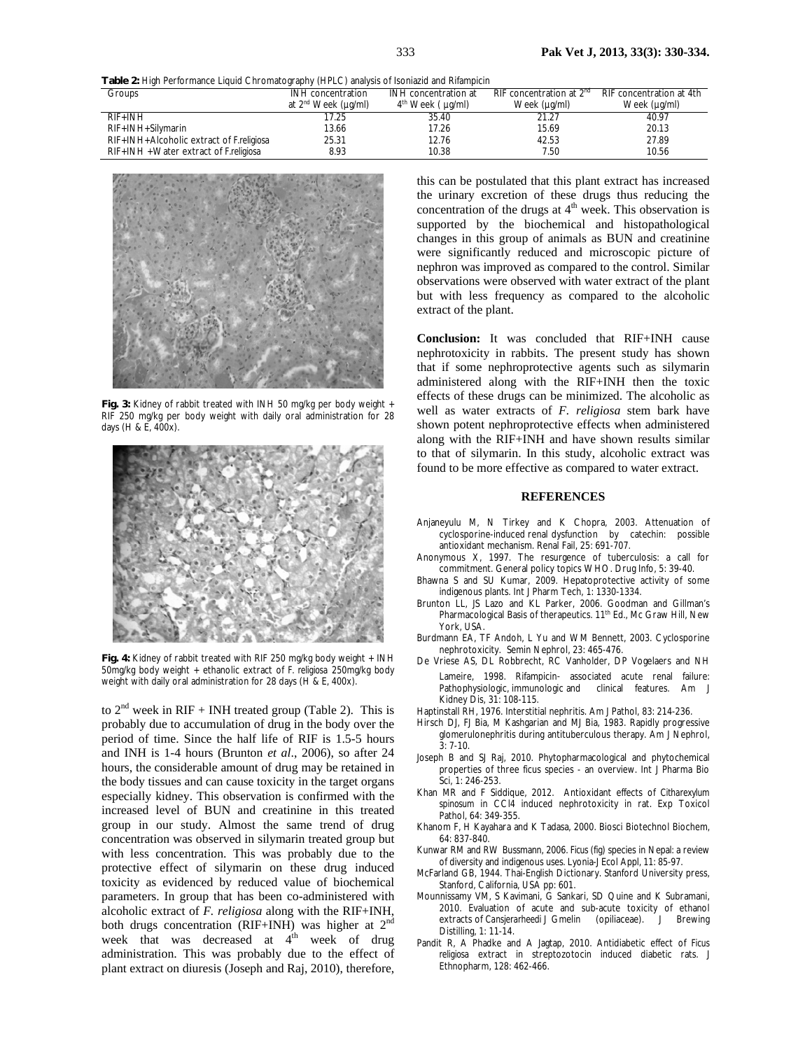**Table 2:** High Performance Liquid Chromatography (HPLC) analysis of Isoniazid and Rifampicin

| Groups | INH concentration at $2^{nd}$ Week (µg/ml) | INH concentration at $4^{th}$ Week ( µg/ml) | RIF concentration at $2^{nd}$ Week (µg/ml) | RIF concentration at 4th Week (µg/ml) |
|---|---|---|---|---|
| RIF+INH | 17.25 | 35.40 | 21.27 | 40.97 |
| RIF+INH+Silymarin | 13.66 | 17.26 | 15.69 | 20.13 |
| RIF+INH+Alcoholic extract of F.religiosa | 25.31 | 12.76 | 42.53 | 27.89 |
| RIF+INH +Water extract of F.religiosa | 8.93 | 10.38 | 7.50 | 10.56 |

**Fig. 3:** Kidney of rabbit treated with INH 50 mg/kg per body weight + RIF 250 mg/kg per body weight with daily oral administration for 28 days (H & E, 400x).

**Fig. 4:** Kidney of rabbit treated with RIF 250 mg/kg body weight + INH 50mg/kg body weight + ethanolic extract of F. religiosa 250mg/kg body weight with daily oral administration for 28 days (H & E, 400x).

to $2^{nd}$ week in RIF + INH treated group (Table 2). This is probably due to accumulation of drug in the body over the period of time. Since the half life of RIF is 1.5-5 hours and INH is 1-4 hours (Brunton *et al*., 2006), so after 24 hours, the considerable amount of drug may be retained in the body tissues and can cause toxicity in the target organs especially kidney. This observation is confirmed with the increased level of BUN and creatinine in this treated group in our study. Almost the same trend of drug concentration was observed in silymarin treated group but with less concentration. This was probably due to the protective effect of silymarin on these drug induced toxicity as evidenced by reduced value of biochemical parameters. In group that has been co-administered with alcoholic extract of *F. religiosa* along with the RIF+INH, both drugs concentration (RIF+INH) was higher at $2^{nd}$ week that was decreased at $4^{th}$ week of drug administration. This was probably due to the effect of plant extract on diuresis (Joseph and Raj, 2010), therefore, this can be postulated that this plant extract has increased the urinary excretion of these drugs thus reducing the concentration of the drugs at $4^{th}$ week. This observation is supported by the biochemical and histopathological changes in this group of animals as BUN and creatinine were significantly reduced and microscopic picture of nephron was improved as compared to the control. Similar observations were observed with water extract of the plant but with less frequency as compared to the alcoholic extract of the plant.

**Conclusion:** It was concluded that RIF+INH cause nephrotoxicity in rabbits. The present study has shown that if some nephroprotective agents such as silymarin administered along with the RIF+INH then the toxic effects of these drugs can be minimized. The alcoholic as well as water extracts of *F. religiosa* stem bark have shown potent nephroprotective effects when administered along with the RIF+INH and have shown results similar to that of silymarin. In this study, alcoholic extract was found to be more effective as compared to water extract.

## REFERENCES

Anjaneyulu M, N Tirkey and K Chopra, 2003. Attenuation of cyclosporine-induced renal dysfunction by catechin: possible antioxidant mechanism. Renal Fail, 25: 691-707.

Anonymous X, 1997. The resurgence of tuberculosis: a call for commitment. General policy topics WHO. Drug Info, 5: 39-40.

Bhawna S and SU Kumar, 2009. Hepatoprotective activity of some indigenous plants. Int J Pharm Tech, 1: 1330-1334.

Brunton LL, JS Lazo and KL Parker, 2006. Goodman and Gillman's Pharmacological Basis of therapeutics. 11th Ed., Mc Graw Hill, New York, USA.

Burdmann EA, TF Andoh, L Yu and WM Bennett, 2003. Cyclosporine nephrotoxicity. Semin Nephrol, 23: 465-476.

De Vriese AS, DL Robbrecht, RC Vanholder, DP Vogelaers and NH Lameire, 1998. Rifampicin- associated acute renal failure: Pathophysiologic, immunologic and clinical features. Am J Kidney Dis, 31: 108-115.

Haptinstall RH, 1976. Interstitial nephritis. Am J Pathol, 83: 214-236.

Hirsch DJ, FJ Bia, M Kashgarian and MJ Bia, 1983. Rapidly progressive glomerulonephritis during antituberculous therapy. Am J Nephrol, 3: 7-10.

Joseph B and SJ Raj, 2010. Phytopharmacological and phytochemical properties of three ficus species - an overview. Int J Pharma Bio Sci, 1: 246-253.

Khan MR and F Siddique, 2012. Antioxidant effects of Citharexylum spinosum in CCl4 induced nephrotoxicity in rat. Exp Toxicol Pathol, 64: 349-355.

Khanom F, H Kayahara and K Tadasa, 2000. Biosci Biotechnol Biochem, 64: 837-840.

Kunwar RM and RW Bussmann, 2006. Ficus (fig) species in Nepal: a review of diversity and indigenous uses. Lyonia-J Ecol Appl, 11: 85-97.

McFarland GB, 1944. Thai-English Dictionary. Stanford University press, Stanford, California, USA pp: 601.

Mounnissamy VM, S Kavimani, G Sankari, SD Quine and K Subramani, 2010. Evaluation of acute and sub-acute toxicity of ethanol extracts of Cansjerarheedi J Gmelin (opiliaceae). J Brewing Distilling, 1: 11-14.

Pandit R, A Phadke and A Jagtap, 2010. Antidiabetic effect of Ficus religiosa extract in streptozotocin induced diabetic rats. J Ethnopharm, 128: 462-466.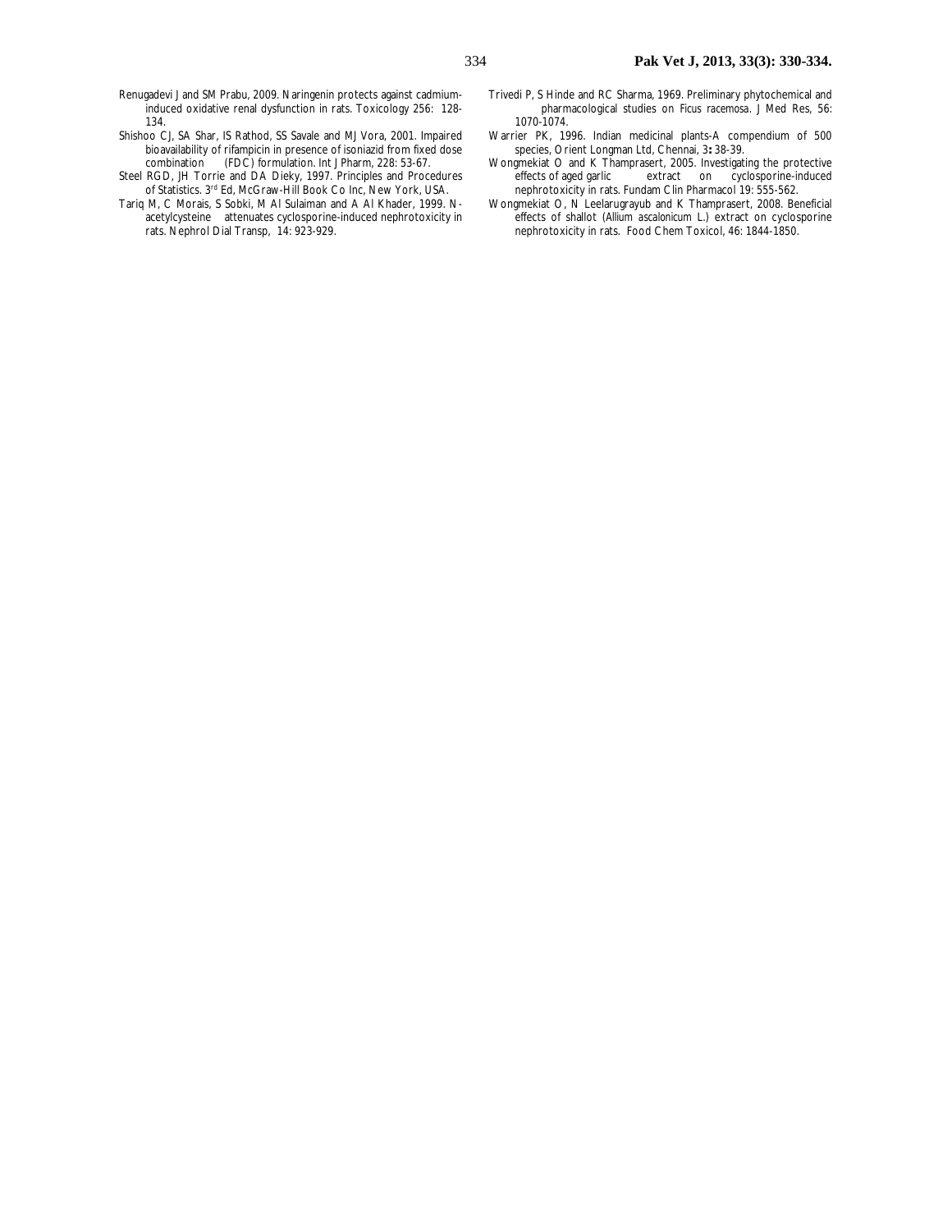Renugadevi J and SM Prabu, 2009. Naringenin protects against cadmium-induced oxidative renal dysfunction in rats. Toxicology 256: 128-134.

Shishoo CJ, SA Shar, IS Rathod, SS Savale and MJ Vora, 2001. Impaired bioavailability of rifampicin in presence of isoniazid from fixed dose combination (FDC) formulation. Int J Pharm, 228: 53-67.

Steel RGD, JH Torrie and DA Dieky, 1997. Principles and Procedures of Statistics. 3rd Ed, McGraw-Hill Book Co Inc, New York, USA.

Tariq M, C Morais, S Sobki, M Al Sulaiman and A Al Khader, 1999. N-acetylcysteine attenuates cyclosporine-induced nephrotoxicity in rats. Nephrol Dial Transp, 14: 923-929.

Trivedi P, S Hinde and RC Sharma, 1969. Preliminary phytochemical and pharmacological studies on *Ficus racemosa*. J Med Res, 56: 1070-1074.

Warrier PK, 1996. Indian medicinal plants-A compendium of 500 species, Orient Longman Ltd, Chennai, 3**:** 38-39.

Wongmekiat O and K Thamprasert, 2005. Investigating the protective effects of aged garlic extract on cyclosporine-induced nephrotoxicity in rats. Fundam Clin Pharmacol 19: 555-562.

Wongmekiat O, N Leelarugrayub and K Thamprasert, 2008. Beneficial effects of shallot (*Allium ascalonicum* L.) extract on cyclosporine nephrotoxicity in rats. Food Chem Toxicol, 46: 1844-1850.